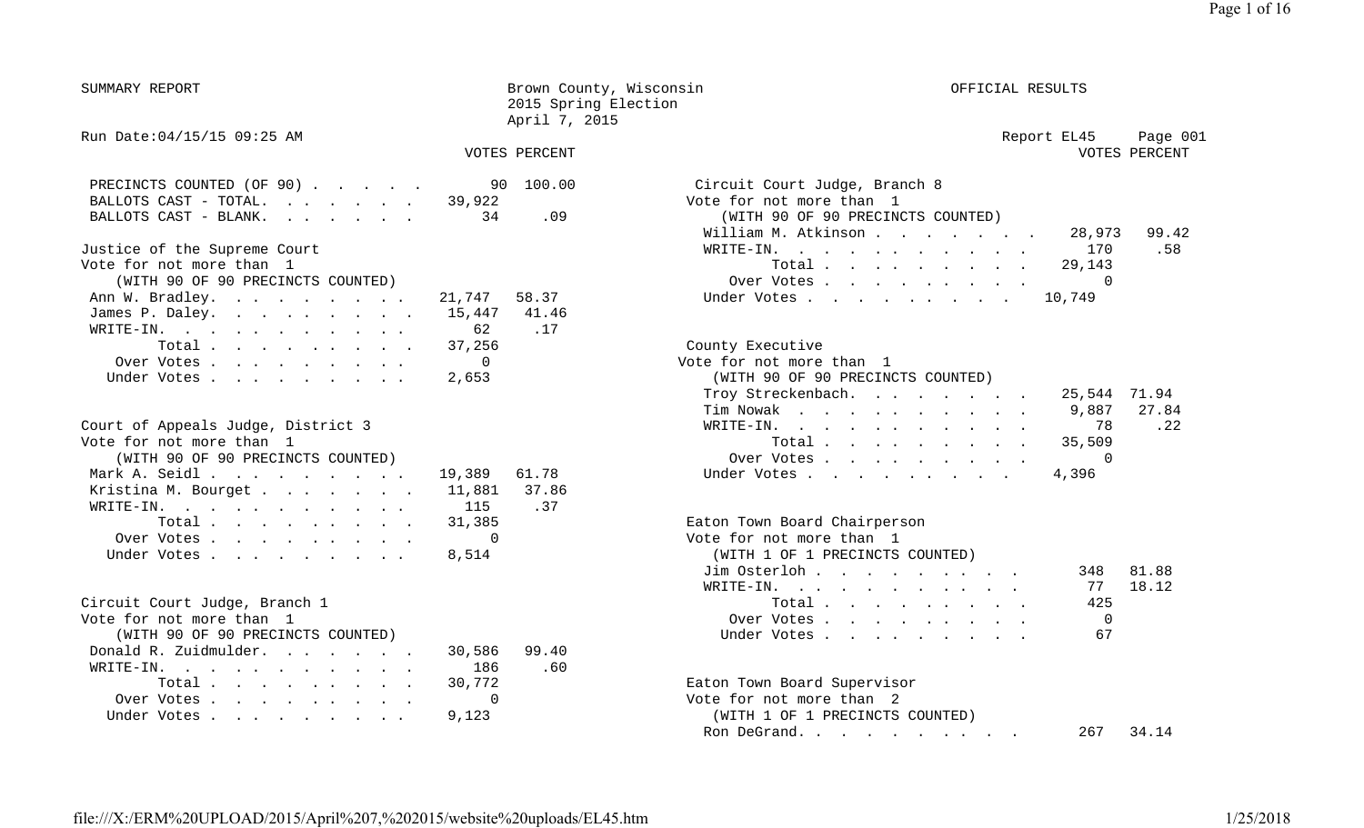SUMMARY REPORT

Brown County, Wisconsin
2015 Spring Election
April 7, 2015

OFFICIAL RESULTS

Run Date:04/15/15 09:25 AM

Report EL45 Page 001

| | VOTES | PERCENT |
|---|---|---|
| PRECINCTS COUNTED (OF 90) | 90 | 100.00 |
| BALLOTS CAST - TOTAL. | 39,922 | |
| BALLOTS CAST - BLANK. | 34 | .09 |

**Justice of the Supreme Court**
Vote for not more than 1
(WITH 90 OF 90 PRECINCTS COUNTED)

| | VOTES | PERCENT |
|---|---|---|
| Ann W. Bradley. | 21,747 | 58.37 |
| James P. Daley. | 15,447 | 41.46 |
| WRITE-IN. | 62 | .17 |
| Total | 37,256 | |
| Over Votes | 0 | |
| Under Votes | 2,653 | |

**Court of Appeals Judge, District 3**
Vote for not more than 1
(WITH 90 OF 90 PRECINCTS COUNTED)

| | VOTES | PERCENT |
|---|---|---|
| Mark A. Seidl | 19,389 | 61.78 |
| Kristina M. Bourget | 11,881 | 37.86 |
| WRITE-IN. | 115 | .37 |
| Total | 31,385 | |
| Over Votes | 0 | |
| Under Votes | 8,514 | |

**Circuit Court Judge, Branch 1**
Vote for not more than 1
(WITH 90 OF 90 PRECINCTS COUNTED)

| | VOTES | PERCENT |
|---|---|---|
| Donald R. Zuidmulder. | 30,586 | 99.40 |
| WRITE-IN. | 186 | .60 |
| Total | 30,772 | |
| Over Votes | 0 | |
| Under Votes | 9,123 | |

**Circuit Court Judge, Branch 8**
Vote for not more than 1
(WITH 90 OF 90 PRECINCTS COUNTED)

| | VOTES | PERCENT |
|---|---|---|
| William M. Atkinson | 28,973 | 99.42 |
| WRITE-IN. | 170 | .58 |
| Total | 29,143 | |
| Over Votes | 0 | |
| Under Votes | 10,749 | |

**County Executive**
Vote for not more than 1
(WITH 90 OF 90 PRECINCTS COUNTED)

| | VOTES | PERCENT |
|---|---|---|
| Troy Streckenbach. | 25,544 | 71.94 |
| Tim Nowak | 9,887 | 27.84 |
| WRITE-IN. | 78 | .22 |
| Total | 35,509 | |
| Over Votes | 0 | |
| Under Votes | 4,396 | |

**Eaton Town Board Chairperson**
Vote for not more than 1
(WITH 1 OF 1 PRECINCTS COUNTED)

| | VOTES | PERCENT |
|---|---|---|
| Jim Osterloh | 348 | 81.88 |
| WRITE-IN. | 77 | 18.12 |
| Total | 425 | |
| Over Votes | 0 | |
| Under Votes | 67 | |

**Eaton Town Board Supervisor**
Vote for not more than 2
(WITH 1 OF 1 PRECINCTS COUNTED)

| | VOTES | PERCENT |
|---|---|---|
| Ron DeGrand. | 267 | 34.14 |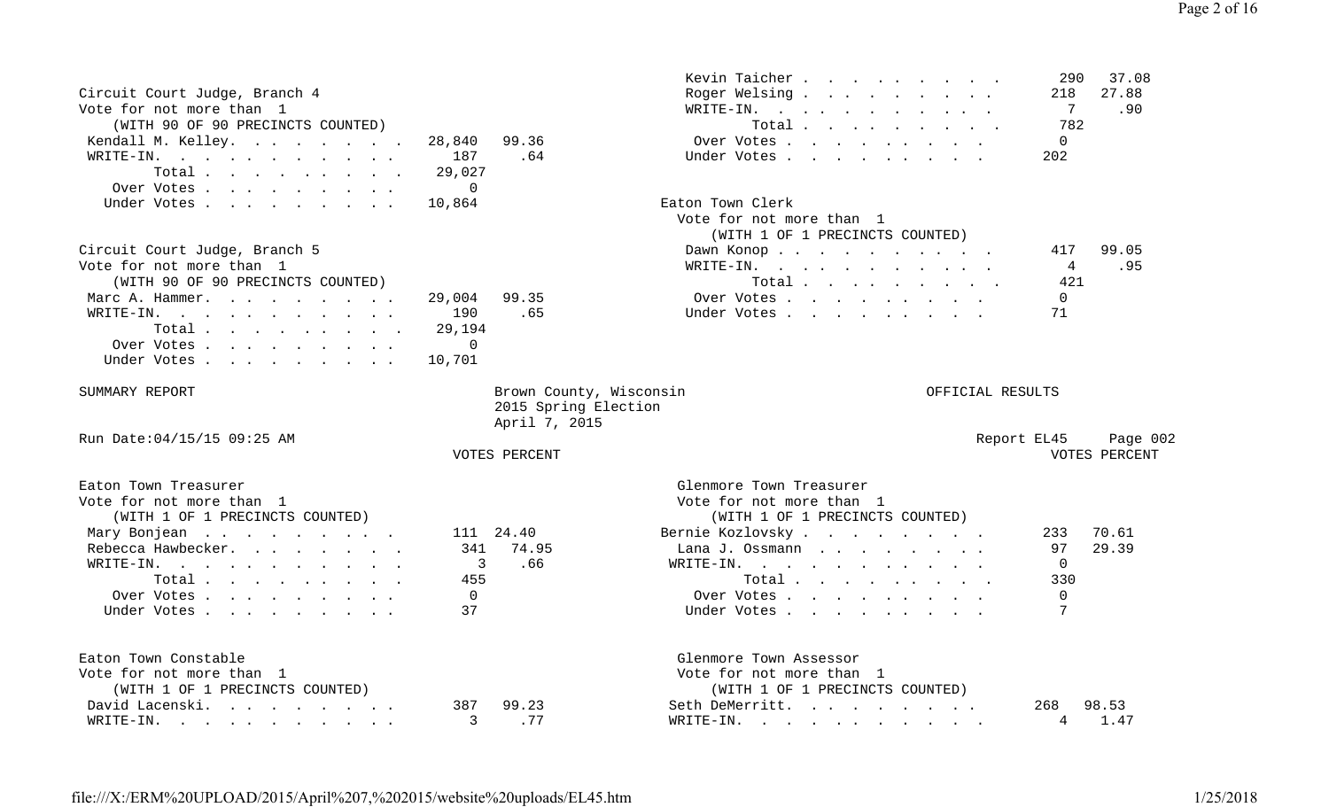Kevin Taicher: 290 (37.08%)
Roger Welsing: 218 (27.88%)
WRITE-IN: 7 (.90%)
Total: 782
Over Votes: 0
Under Votes: 202

### Circuit Court Judge, Branch 4

Vote for not more than 1
(WITH 90 OF 90 PRECINCTS COUNTED)

| | VOTES | PERCENT |
|---|---|---|
| Kendall M. Kelley | 28,840 | 99.36 |
| WRITE-IN | 187 | .64 |
| Total | 29,027 | |
| Over Votes | 0 | |
| Under Votes | 10,864 | |

### Circuit Court Judge, Branch 5

Vote for not more than 1
(WITH 90 OF 90 PRECINCTS COUNTED)

| | VOTES | PERCENT |
|---|---|---|
| Marc A. Hammer | 29,004 | 99.35 |
| WRITE-IN | 190 | .65 |
| Total | 29,194 | |
| Over Votes | 0 | |
| Under Votes | 10,701 | |

### Eaton Town Clerk

Vote for not more than 1
(WITH 1 OF 1 PRECINCTS COUNTED)

| | VOTES | PERCENT |
|---|---|---|
| Dawn Konop | 417 | 99.05 |
| WRITE-IN | 4 | .95 |
| Total | 421 | |
| Over Votes | 0 | |
| Under Votes | 71 | |

SUMMARY REPORT — Brown County, Wisconsin — 2015 Spring Election — April 7, 2015 — OFFICIAL RESULTS

Run Date:04/15/15 09:25 AM — Report EL45 — Page 002

### Eaton Town Treasurer

Vote for not more than 1
(WITH 1 OF 1 PRECINCTS COUNTED)

| | VOTES | PERCENT |
|---|---|---|
| Mary Bonjean | 111 | 24.40 |
| Rebecca Hawbecker | 341 | 74.95 |
| WRITE-IN | 3 | .66 |
| Total | 455 | |
| Over Votes | 0 | |
| Under Votes | 37 | |

### Eaton Town Constable

Vote for not more than 1
(WITH 1 OF 1 PRECINCTS COUNTED)

| | VOTES | PERCENT |
|---|---|---|
| David Lacenski | 387 | 99.23 |
| WRITE-IN | 3 | .77 |

### Glenmore Town Treasurer

Vote for not more than 1
(WITH 1 OF 1 PRECINCTS COUNTED)

| | VOTES | PERCENT |
|---|---|---|
| Bernie Kozlovsky | 233 | 70.61 |
| Lana J. Ossmann | 97 | 29.39 |
| WRITE-IN | 0 | |
| Total | 330 | |
| Over Votes | 0 | |
| Under Votes | 7 | |

### Glenmore Town Assessor

Vote for not more than 1
(WITH 1 OF 1 PRECINCTS COUNTED)

| | VOTES | PERCENT |
|---|---|---|
| Seth DeMerritt | 268 | 98.53 |
| WRITE-IN | 4 | 1.47 |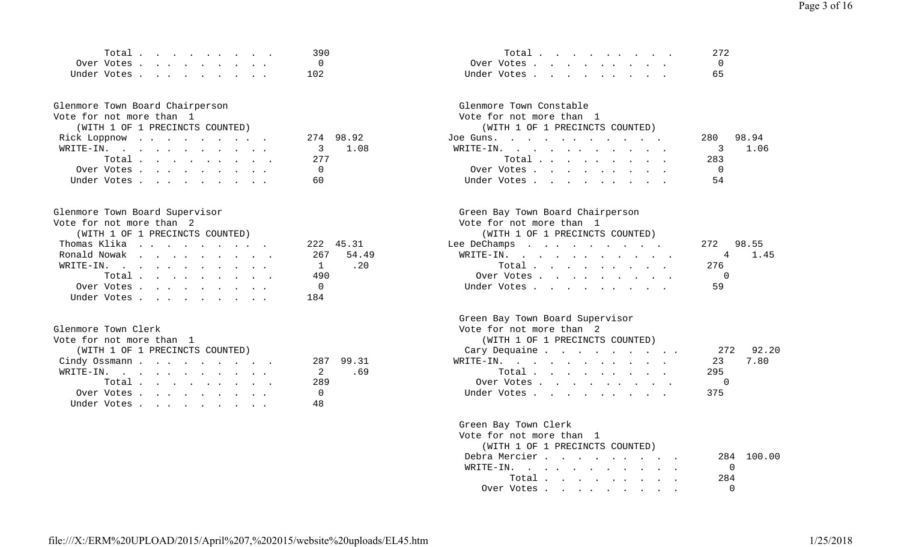| | | |
|---|---|---|
| Total | 390 | |
| Over Votes | 0 | |
| Under Votes | 102 | |

**Glenmore Town Board Chairperson**
Vote for not more than 1
(WITH 1 OF 1 PRECINCTS COUNTED)

| | | |
|---|---|---|
| Rick Loppnow | 274 | 98.92 |
| WRITE-IN. | 3 | 1.08 |
| Total | 277 | |
| Over Votes | 0 | |
| Under Votes | 60 | |

**Glenmore Town Board Supervisor**
Vote for not more than 2
(WITH 1 OF 1 PRECINCTS COUNTED)

| | | |
|---|---|---|
| Thomas Klika | 222 | 45.31 |
| Ronald Nowak | 267 | 54.49 |
| WRITE-IN. | 1 | .20 |
| Total | 490 | |
| Over Votes | 0 | |
| Under Votes | 184 | |

**Glenmore Town Clerk**
Vote for not more than 1
(WITH 1 OF 1 PRECINCTS COUNTED)

| | | |
|---|---|---|
| Cindy Ossmann | 287 | 99.31 |
| WRITE-IN. | 2 | .69 |
| Total | 289 | |
| Over Votes | 0 | |
| Under Votes | 48 | |

| | | |
|---|---|---|
| Total | 272 | |
| Over Votes | 0 | |
| Under Votes | 65 | |

**Glenmore Town Constable**
Vote for not more than 1
(WITH 1 OF 1 PRECINCTS COUNTED)

| | | |
|---|---|---|
| Joe Guns. | 280 | 98.94 |
| WRITE-IN. | 3 | 1.06 |
| Total | 283 | |
| Over Votes | 0 | |
| Under Votes | 54 | |

**Green Bay Town Board Chairperson**
Vote for not more than 1
(WITH 1 OF 1 PRECINCTS COUNTED)

| | | |
|---|---|---|
| Lee DeChamps | 272 | 98.55 |
| WRITE-IN. | 4 | 1.45 |
| Total | 276 | |
| Over Votes | 0 | |
| Under Votes | 59 | |

**Green Bay Town Board Supervisor**
Vote for not more than 2
(WITH 1 OF 1 PRECINCTS COUNTED)

| | | |
|---|---|---|
| Cary Dequaine | 272 | 92.20 |
| WRITE-IN. | 23 | 7.80 |
| Total | 295 | |
| Over Votes | 0 | |
| Under Votes | 375 | |

**Green Bay Town Clerk**
Vote for not more than 1
(WITH 1 OF 1 PRECINCTS COUNTED)

| | | |
|---|---|---|
| Debra Mercier | 284 | 100.00 |
| WRITE-IN. | 0 | |
| Total | 284 | |
| Over Votes | 0 | |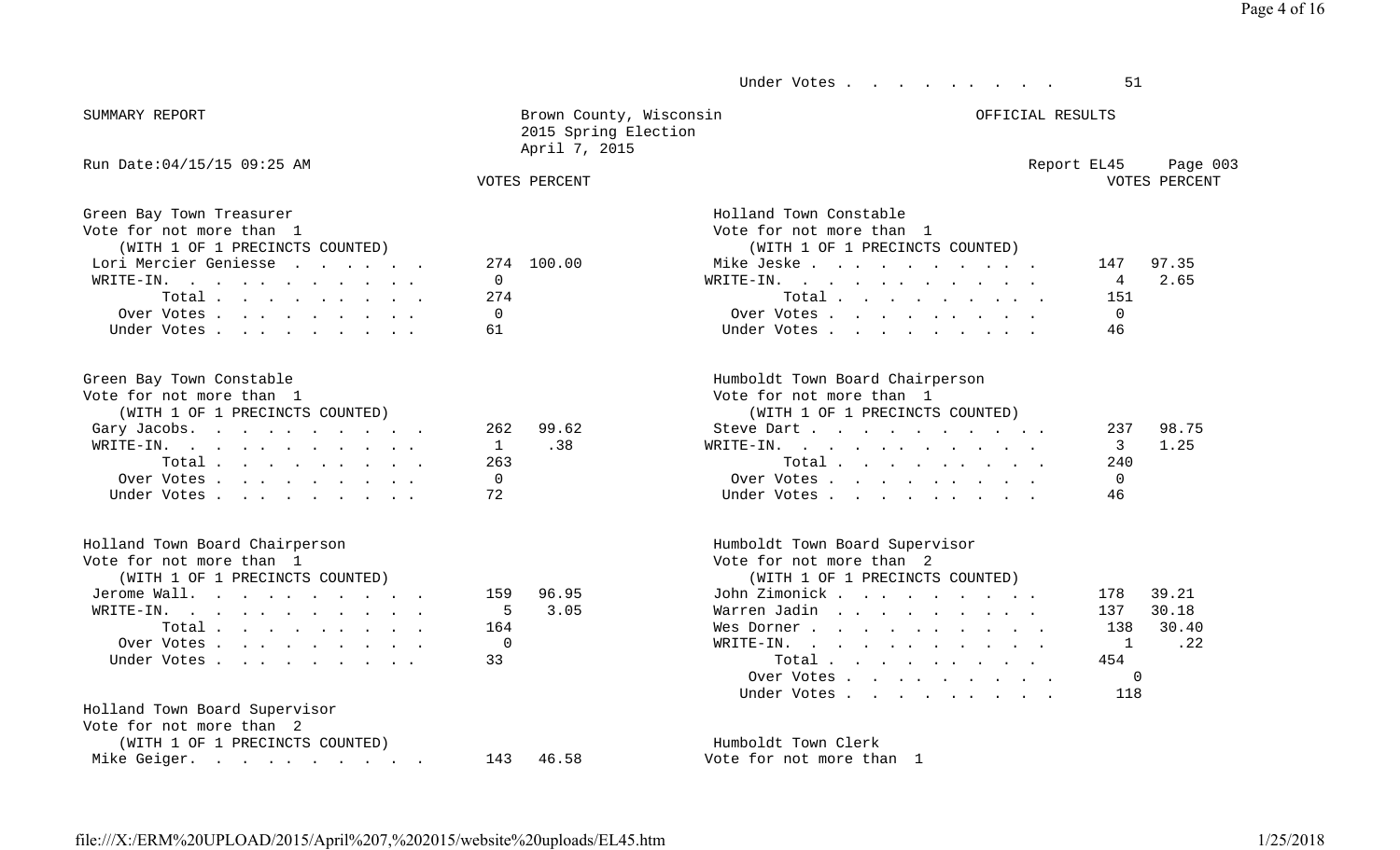Under Votes . . . . . . . . . . 51

SUMMARY REPORT

Brown County, Wisconsin
2015 Spring Election
April 7, 2015

OFFICIAL RESULTS

Run Date:04/15/15 09:25 AM

Report EL45 Page 003

### Green Bay Town Treasurer
Vote for not more than 1
(WITH 1 OF 1 PRECINCTS COUNTED)

| | VOTES | PERCENT |
|---|---|---|
| Lori Mercier Geniesse | 274 | 100.00 |
| WRITE-IN. | 0 | |
| Total | 274 | |
| Over Votes | 0 | |
| Under Votes | 61 | |

### Green Bay Town Constable
Vote for not more than 1
(WITH 1 OF 1 PRECINCTS COUNTED)

| | VOTES | PERCENT |
|---|---|---|
| Gary Jacobs. | 262 | 99.62 |
| WRITE-IN. | 1 | .38 |
| Total | 263 | |
| Over Votes | 0 | |
| Under Votes | 72 | |

### Holland Town Board Chairperson
Vote for not more than 1
(WITH 1 OF 1 PRECINCTS COUNTED)

| | VOTES | PERCENT |
|---|---|---|
| Jerome Wall. | 159 | 96.95 |
| WRITE-IN. | 5 | 3.05 |
| Total | 164 | |
| Over Votes | 0 | |
| Under Votes | 33 | |

### Holland Town Board Supervisor
Vote for not more than 2
(WITH 1 OF 1 PRECINCTS COUNTED)

| | VOTES | PERCENT |
|---|---|---|
| Mike Geiger. | 143 | 46.58 |

### Holland Town Constable
Vote for not more than 1
(WITH 1 OF 1 PRECINCTS COUNTED)

| | VOTES | PERCENT |
|---|---|---|
| Mike Jeske | 147 | 97.35 |
| WRITE-IN. | 4 | 2.65 |
| Total | 151 | |
| Over Votes | 0 | |
| Under Votes | 46 | |

### Humboldt Town Board Chairperson
Vote for not more than 1
(WITH 1 OF 1 PRECINCTS COUNTED)

| | VOTES | PERCENT |
|---|---|---|
| Steve Dart | 237 | 98.75 |
| WRITE-IN. | 3 | 1.25 |
| Total | 240 | |
| Over Votes | 0 | |
| Under Votes | 46 | |

### Humboldt Town Board Supervisor
Vote for not more than 2
(WITH 1 OF 1 PRECINCTS COUNTED)

| | VOTES | PERCENT |
|---|---|---|
| John Zimonick | 178 | 39.21 |
| Warren Jadin | 137 | 30.18 |
| Wes Dorner | 138 | 30.40 |
| WRITE-IN. | 1 | .22 |
| Total | 454 | |
| Over Votes | 0 | |
| Under Votes | 118 | |

### Humboldt Town Clerk
Vote for not more than 1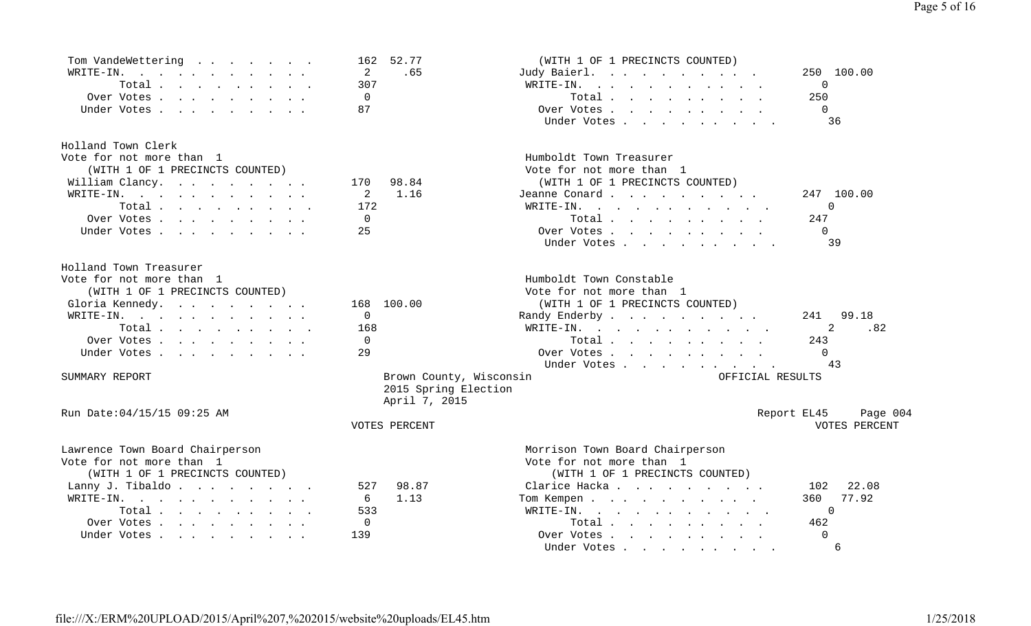| | VOTES | PERCENT |
|---|---|---|
| Tom VandeWettering | 162 | 52.77 |
| WRITE-IN. | 2 | .65 |
| Total | 307 | |
| Over Votes | 0 | |
| Under Votes | 87 | |

### Holland Town Clerk
Vote for not more than 1
(WITH 1 OF 1 PRECINCTS COUNTED)

| | VOTES | PERCENT |
|---|---|---|
| William Clancy. | 170 | 98.84 |
| WRITE-IN. | 2 | 1.16 |
| Total | 172 | |
| Over Votes | 0 | |
| Under Votes | 25 | |

### Holland Town Treasurer
Vote for not more than 1
(WITH 1 OF 1 PRECINCTS COUNTED)

| | VOTES | PERCENT |
|---|---|---|
| Gloria Kennedy. | 168 | 100.00 |
| WRITE-IN. | 0 | |
| Total | 168 | |
| Over Votes | 0 | |
| Under Votes | 29 | |

(WITH 1 OF 1 PRECINCTS COUNTED)

| | VOTES | PERCENT |
|---|---|---|
| Judy Baierl. | 250 | 100.00 |
| WRITE-IN. | 0 | |
| Total | 250 | |
| Over Votes | 0 | |
| Under Votes | 36 | |

### Humboldt Town Treasurer
Vote for not more than 1
(WITH 1 OF 1 PRECINCTS COUNTED)

| | VOTES | PERCENT |
|---|---|---|
| Jeanne Conard | 247 | 100.00 |
| WRITE-IN. | 0 | |
| Total | 247 | |
| Over Votes | 0 | |
| Under Votes | 39 | |

### Humboldt Town Constable
Vote for not more than 1
(WITH 1 OF 1 PRECINCTS COUNTED)

| | VOTES | PERCENT |
|---|---|---|
| Randy Enderby | 241 | 99.18 |
| WRITE-IN. | 2 | .82 |
| Total | 243 | |
| Over Votes | 0 | |
| Under Votes | 43 | |

SUMMARY REPORT — Brown County, Wisconsin — 2015 Spring Election — April 7, 2015 — OFFICIAL RESULTS

Run Date:04/15/15 09:25 AM — Report EL45 — Page 004

### Lawrence Town Board Chairperson
Vote for not more than 1
(WITH 1 OF 1 PRECINCTS COUNTED)

| | VOTES | PERCENT |
|---|---|---|
| Lanny J. Tibaldo | 527 | 98.87 |
| WRITE-IN. | 6 | 1.13 |
| Total | 533 | |
| Over Votes | 0 | |
| Under Votes | 139 | |

### Morrison Town Board Chairperson
Vote for not more than 1
(WITH 1 OF 1 PRECINCTS COUNTED)

| | VOTES | PERCENT |
|---|---|---|
| Clarice Hacka | 102 | 22.08 |
| Tom Kempen | 360 | 77.92 |
| WRITE-IN. | 0 | |
| Total | 462 | |
| Over Votes | 0 | |
| Under Votes | 6 | |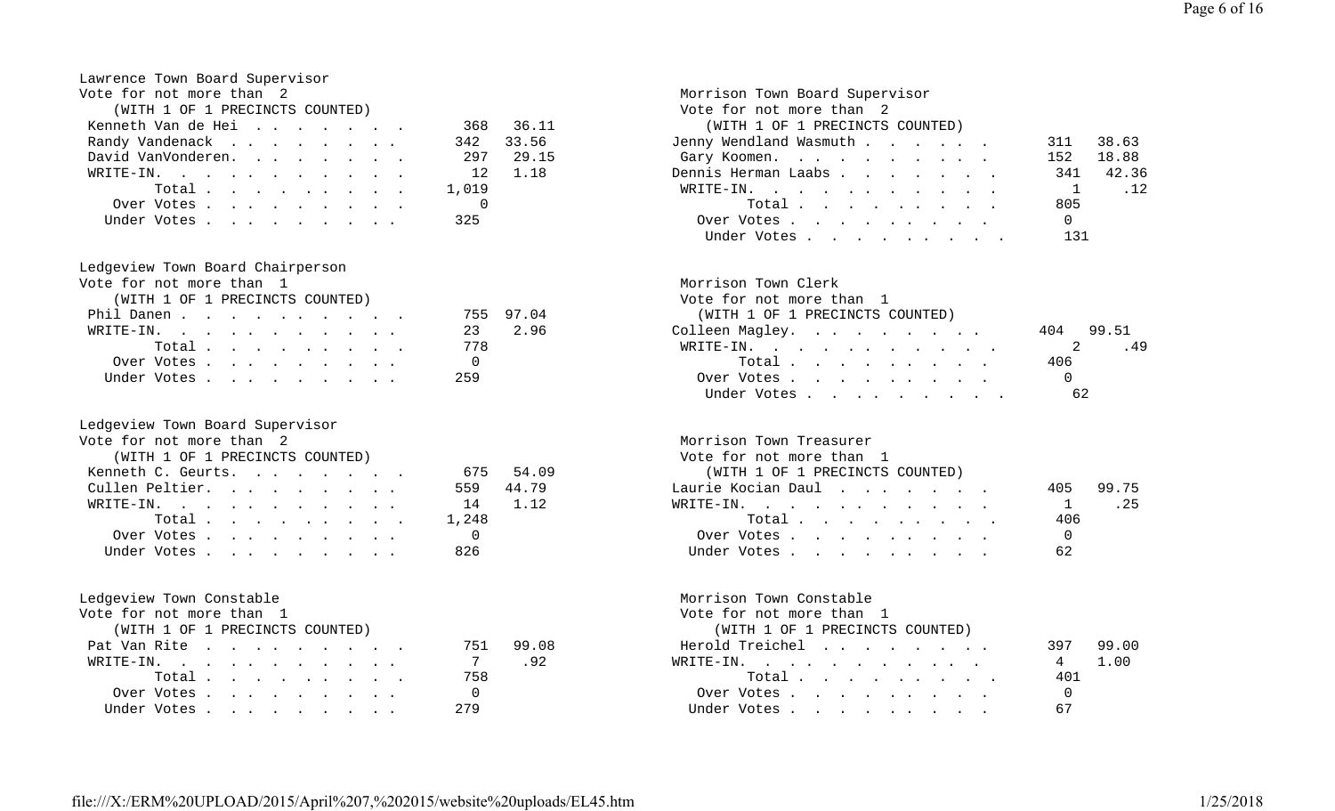## Lawrence Town Board Supervisor

Vote for not more than 2

(WITH 1 OF 1 PRECINCTS COUNTED)

| Candidate | Votes | Percent |
|---|---|---|
| Kenneth Van de Hei | 368 | 36.11 |
| Randy Vandenack | 342 | 33.56 |
| David VanVonderen. | 297 | 29.15 |
| WRITE-IN. | 12 | 1.18 |
| Total | 1,019 | |
| Over Votes | 0 | |
| Under Votes | 325 | |

## Ledgeview Town Board Chairperson

Vote for not more than 1

(WITH 1 OF 1 PRECINCTS COUNTED)

| Candidate | Votes | Percent |
|---|---|---|
| Phil Danen | 755 | 97.04 |
| WRITE-IN. | 23 | 2.96 |
| Total | 778 | |
| Over Votes | 0 | |
| Under Votes | 259 | |

## Ledgeview Town Board Supervisor

Vote for not more than 2

(WITH 1 OF 1 PRECINCTS COUNTED)

| Candidate | Votes | Percent |
|---|---|---|
| Kenneth C. Geurts. | 675 | 54.09 |
| Cullen Peltier. | 559 | 44.79 |
| WRITE-IN. | 14 | 1.12 |
| Total | 1,248 | |
| Over Votes | 0 | |
| Under Votes | 826 | |

## Ledgeview Town Constable

Vote for not more than 1

(WITH 1 OF 1 PRECINCTS COUNTED)

| Candidate | Votes | Percent |
|---|---|---|
| Pat Van Rite | 751 | 99.08 |
| WRITE-IN. | 7 | .92 |
| Total | 758 | |
| Over Votes | 0 | |
| Under Votes | 279 | |

## Morrison Town Board Supervisor

Vote for not more than 2

(WITH 1 OF 1 PRECINCTS COUNTED)

| Candidate | Votes | Percent |
|---|---|---|
| Jenny Wendland Wasmuth | 311 | 38.63 |
| Gary Koomen. | 152 | 18.88 |
| Dennis Herman Laabs | 341 | 42.36 |
| WRITE-IN. | 1 | .12 |
| Total | 805 | |
| Over Votes | 0 | |
| Under Votes | 131 | |

## Morrison Town Clerk

Vote for not more than 1

(WITH 1 OF 1 PRECINCTS COUNTED)

| Candidate | Votes | Percent |
|---|---|---|
| Colleen Magley. | 404 | 99.51 |
| WRITE-IN. | 2 | .49 |
| Total | 406 | |
| Over Votes | 0 | |
| Under Votes | 62 | |

## Morrison Town Treasurer

Vote for not more than 1

(WITH 1 OF 1 PRECINCTS COUNTED)

| Candidate | Votes | Percent |
|---|---|---|
| Laurie Kocian Daul | 405 | 99.75 |
| WRITE-IN. | 1 | .25 |
| Total | 406 | |
| Over Votes | 0 | |
| Under Votes | 62 | |

## Morrison Town Constable

Vote for not more than 1

(WITH 1 OF 1 PRECINCTS COUNTED)

| Candidate | Votes | Percent |
|---|---|---|
| Herold Treichel | 397 | 99.00 |
| WRITE-IN. | 4 | 1.00 |
| Total | 401 | |
| Over Votes | 0 | |
| Under Votes | 67 | |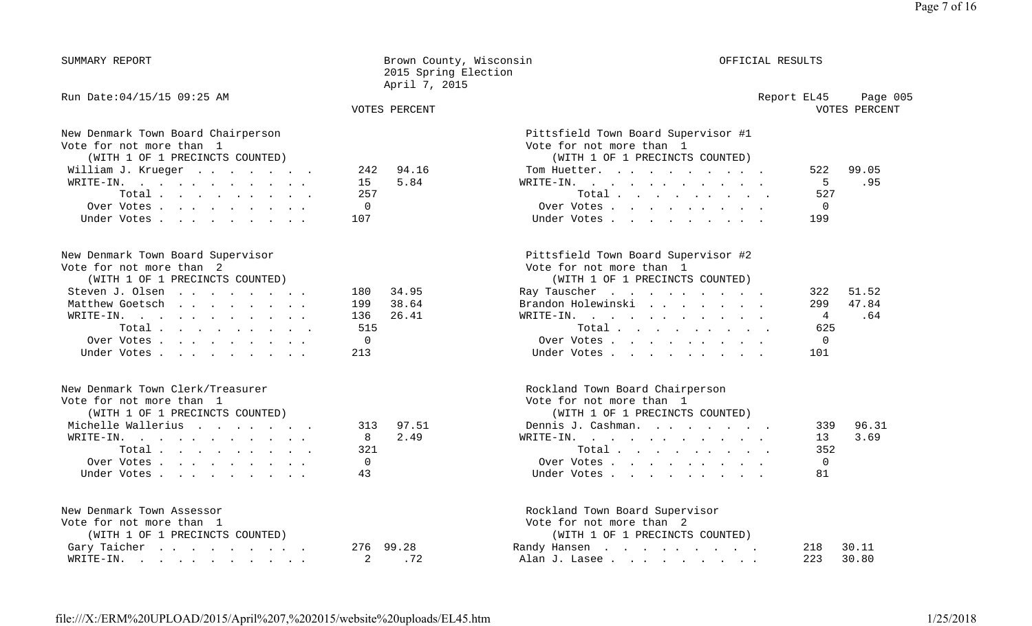SUMMARY REPORT — Brown County, Wisconsin — 2015 Spring Election — April 7, 2015 — OFFICIAL RESULTS

Run Date:04/15/15 09:25 AM — Report EL45 — Page 005

### New Denmark Town Board Chairperson
Vote for not more than 1
(WITH 1 OF 1 PRECINCTS COUNTED)

| | VOTES | PERCENT |
|---|---|---|
| William J. Krueger | 242 | 94.16 |
| WRITE-IN. | 15 | 5.84 |
| Total | 257 | |
| Over Votes | 0 | |
| Under Votes | 107 | |

### New Denmark Town Board Supervisor
Vote for not more than 2
(WITH 1 OF 1 PRECINCTS COUNTED)

| | VOTES | PERCENT |
|---|---|---|
| Steven J. Olsen | 180 | 34.95 |
| Matthew Goetsch | 199 | 38.64 |
| WRITE-IN. | 136 | 26.41 |
| Total | 515 | |
| Over Votes | 0 | |
| Under Votes | 213 | |

### New Denmark Town Clerk/Treasurer
Vote for not more than 1
(WITH 1 OF 1 PRECINCTS COUNTED)

| | VOTES | PERCENT |
|---|---|---|
| Michelle Wallerius | 313 | 97.51 |
| WRITE-IN. | 8 | 2.49 |
| Total | 321 | |
| Over Votes | 0 | |
| Under Votes | 43 | |

### New Denmark Town Assessor
Vote for not more than 1
(WITH 1 OF 1 PRECINCTS COUNTED)

| | VOTES | PERCENT |
|---|---|---|
| Gary Taicher | 276 | 99.28 |
| WRITE-IN. | 2 | .72 |

### Pittsfield Town Board Supervisor #1
Vote for not more than 1
(WITH 1 OF 1 PRECINCTS COUNTED)

| | VOTES | PERCENT |
|---|---|---|
| Tom Huetter. | 522 | 99.05 |
| WRITE-IN. | 5 | .95 |
| Total | 527 | |
| Over Votes | 0 | |
| Under Votes | 199 | |

### Pittsfield Town Board Supervisor #2
Vote for not more than 1
(WITH 1 OF 1 PRECINCTS COUNTED)

| | VOTES | PERCENT |
|---|---|---|
| Ray Tauscher | 322 | 51.52 |
| Brandon Holewinski | 299 | 47.84 |
| WRITE-IN. | 4 | .64 |
| Total | 625 | |
| Over Votes | 0 | |
| Under Votes | 101 | |

### Rockland Town Board Chairperson
Vote for not more than 1
(WITH 1 OF 1 PRECINCTS COUNTED)

| | VOTES | PERCENT |
|---|---|---|
| Dennis J. Cashman. | 339 | 96.31 |
| WRITE-IN. | 13 | 3.69 |
| Total | 352 | |
| Over Votes | 0 | |
| Under Votes | 81 | |

### Rockland Town Board Supervisor
Vote for not more than 2
(WITH 1 OF 1 PRECINCTS COUNTED)

| | VOTES | PERCENT |
|---|---|---|
| Randy Hansen | 218 | 30.11 |
| Alan J. Lasee | 223 | 30.80 |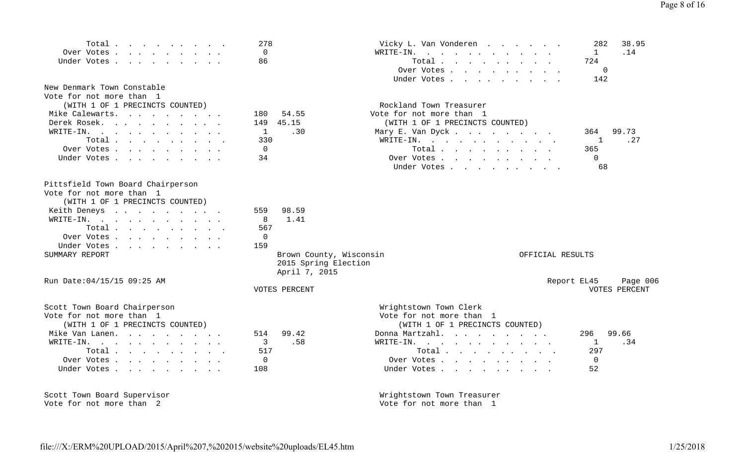| | Votes | Percent |
|---|---|---|
| Total | 278 | |
| Over Votes | 0 | |
| Under Votes | 86 | |

New Denmark Town Constable
Vote for not more than 1
(WITH 1 OF 1 PRECINCTS COUNTED)

| | Votes | Percent |
|---|---|---|
| Mike Calewarts | 180 | 54.55 |
| Derek Rosek | 149 | 45.15 |
| WRITE-IN | 1 | .30 |
| Total | 330 | |
| Over Votes | 0 | |
| Under Votes | 34 | |

Pittsfield Town Board Chairperson
Vote for not more than 1
(WITH 1 OF 1 PRECINCTS COUNTED)

| | Votes | Percent |
|---|---|---|
| Keith Deneys | 559 | 98.59 |
| WRITE-IN | 8 | 1.41 |
| Total | 567 | |
| Over Votes | 0 | |
| Under Votes | 159 | |

| | Votes | Percent |
|---|---|---|
| Vicky L. Van Vonderen | 282 | 38.95 |
| WRITE-IN | 1 | .14 |
| Total | 724 | |
| Over Votes | 0 | |
| Under Votes | 142 | |

Rockland Town Treasurer
Vote for not more than 1
(WITH 1 OF 1 PRECINCTS COUNTED)

| | Votes | Percent |
|---|---|---|
| Mary E. Van Dyck | 364 | 99.73 |
| WRITE-IN | 1 | .27 |
| Total | 365 | |
| Over Votes | 0 | |
| Under Votes | 68 | |

SUMMARY REPORT

Brown County, Wisconsin
2015 Spring Election
April 7, 2015

OFFICIAL RESULTS

Run Date:04/15/15 09:25 AM

Report EL45 Page 006

Scott Town Board Chairperson
Vote for not more than 1
(WITH 1 OF 1 PRECINCTS COUNTED)

| | Votes | Percent |
|---|---|---|
| Mike Van Lanen | 514 | 99.42 |
| WRITE-IN | 3 | .58 |
| Total | 517 | |
| Over Votes | 0 | |
| Under Votes | 108 | |

Scott Town Board Supervisor
Vote for not more than 2

Wrightstown Town Clerk
Vote for not more than 1
(WITH 1 OF 1 PRECINCTS COUNTED)

| | Votes | Percent |
|---|---|---|
| Donna Martzahl | 296 | 99.66 |
| WRITE-IN | 1 | .34 |
| Total | 297 | |
| Over Votes | 0 | |
| Under Votes | 52 | |

Wrightstown Town Treasurer
Vote for not more than 1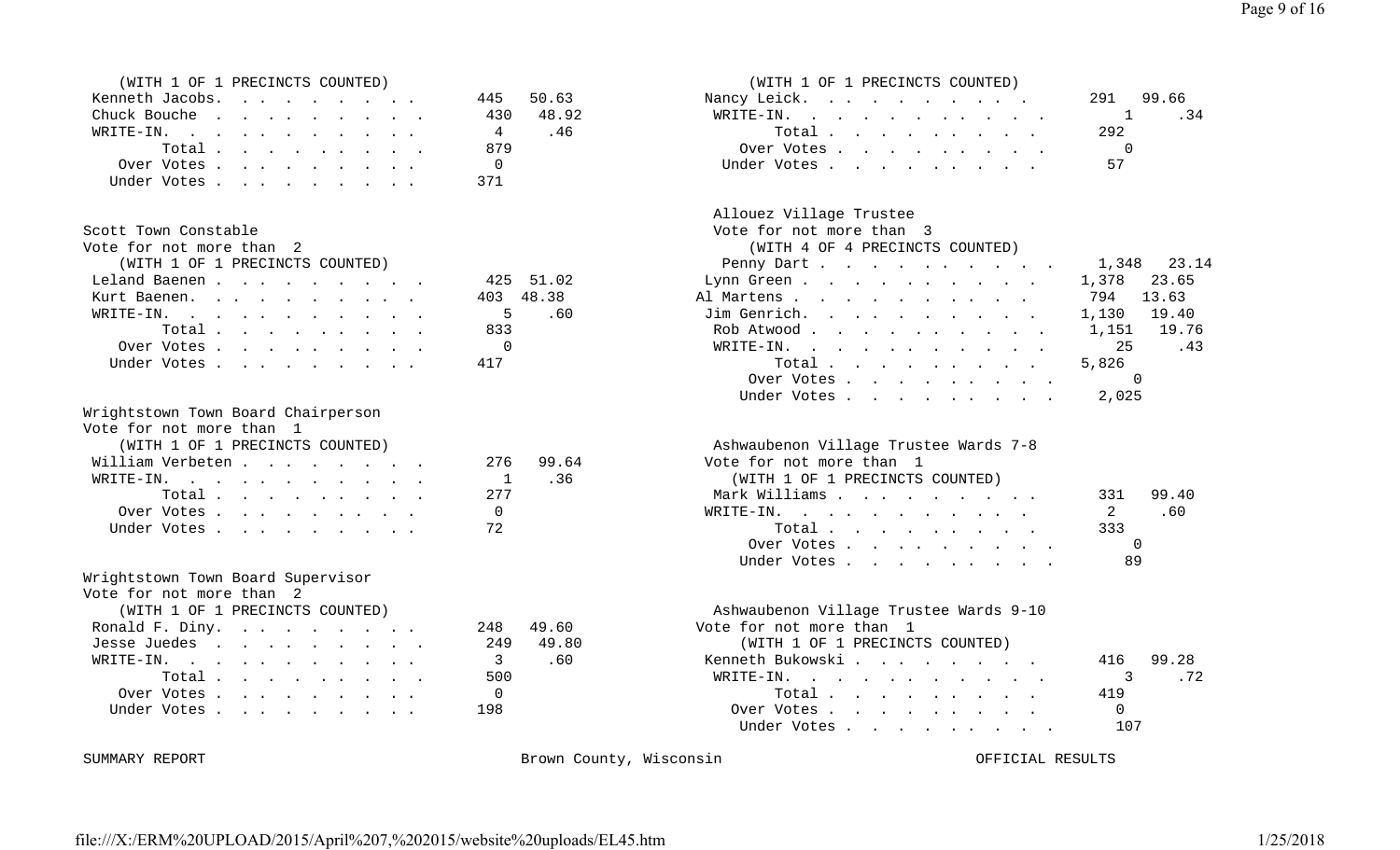(WITH 1 OF 1 PRECINCTS COUNTED)

| Candidate | Votes | Percent |
|---|---|---|
| Kenneth Jacobs | 445 | 50.63 |
| Chuck Bouche | 430 | 48.92 |
| WRITE-IN | 4 | .46 |
| Total | 879 | |
| Over Votes | 0 | |
| Under Votes | 371 | |

Scott Town Constable
Vote for not more than 2
(WITH 1 OF 1 PRECINCTS COUNTED)

| Candidate | Votes | Percent |
|---|---|---|
| Leland Baenen | 425 | 51.02 |
| Kurt Baenen | 403 | 48.38 |
| WRITE-IN | 5 | .60 |
| Total | 833 | |
| Over Votes | 0 | |
| Under Votes | 417 | |

Wrightstown Town Board Chairperson
Vote for not more than 1
(WITH 1 OF 1 PRECINCTS COUNTED)

| Candidate | Votes | Percent |
|---|---|---|
| William Verbeten | 276 | 99.64 |
| WRITE-IN | 1 | .36 |
| Total | 277 | |
| Over Votes | 0 | |
| Under Votes | 72 | |

Wrightstown Town Board Supervisor
Vote for not more than 2
(WITH 1 OF 1 PRECINCTS COUNTED)

| Candidate | Votes | Percent |
|---|---|---|
| Ronald F. Diny | 248 | 49.60 |
| Jesse Juedes | 249 | 49.80 |
| WRITE-IN | 3 | .60 |
| Total | 500 | |
| Over Votes | 0 | |
| Under Votes | 198 | |

(WITH 1 OF 1 PRECINCTS COUNTED)

| Candidate | Votes | Percent |
|---|---|---|
| Nancy Leick | 291 | 99.66 |
| WRITE-IN | 1 | .34 |
| Total | 292 | |
| Over Votes | 0 | |
| Under Votes | 57 | |

Allouez Village Trustee
Vote for not more than 3
(WITH 4 OF 4 PRECINCTS COUNTED)

| Candidate | Votes | Percent |
|---|---|---|
| Penny Dart | 1,348 | 23.14 |
| Lynn Green | 1,378 | 23.65 |
| Al Martens | 794 | 13.63 |
| Jim Genrich | 1,130 | 19.40 |
| Rob Atwood | 1,151 | 19.76 |
| WRITE-IN | 25 | .43 |
| Total | 5,826 | |
| Over Votes | 0 | |
| Under Votes | 2,025 | |

Ashwaubenon Village Trustee Wards 7-8
Vote for not more than 1
(WITH 1 OF 1 PRECINCTS COUNTED)

| Candidate | Votes | Percent |
|---|---|---|
| Mark Williams | 331 | 99.40 |
| WRITE-IN | 2 | .60 |
| Total | 333 | |
| Over Votes | 0 | |
| Under Votes | 89 | |

Ashwaubenon Village Trustee Wards 9-10
Vote for not more than 1
(WITH 1 OF 1 PRECINCTS COUNTED)

| Candidate | Votes | Percent |
|---|---|---|
| Kenneth Bukowski | 416 | 99.28 |
| WRITE-IN | 3 | .72 |
| Total | 419 | |
| Over Votes | 0 | |
| Under Votes | 107 | |

SUMMARY REPORT — Brown County, Wisconsin — OFFICIAL RESULTS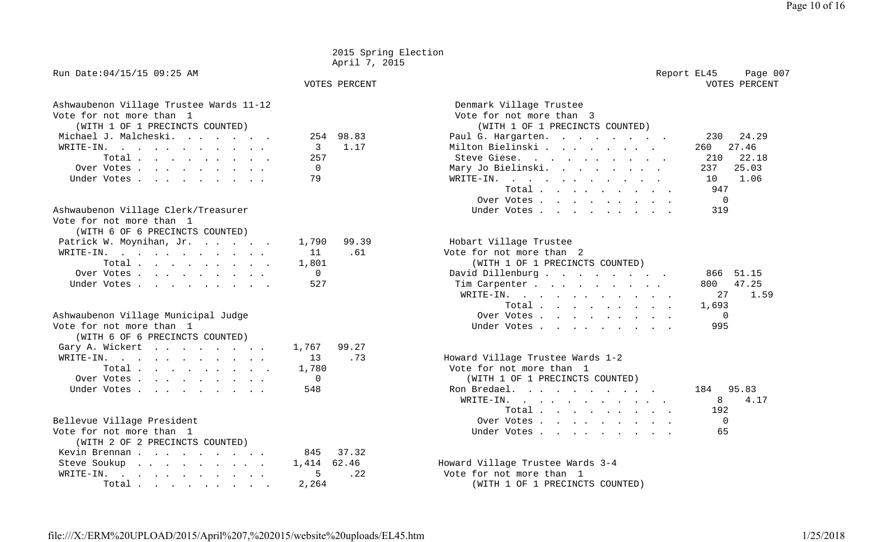2015 Spring Election
April 7, 2015

Run Date:04/15/15 09:25 AM

Report EL45 Page 007

### Ashwaubenon Village Trustee Wards 11-12
Vote for not more than 1
(WITH 1 OF 1 PRECINCTS COUNTED)

| | VOTES | PERCENT |
|---|---|---|
| Michael J. Malcheski | 254 | 98.83 |
| WRITE-IN | 3 | 1.17 |
| Total | 257 | |
| Over Votes | 0 | |
| Under Votes | 79 | |

### Ashwaubenon Village Clerk/Treasurer
Vote for not more than 1
(WITH 6 OF 6 PRECINCTS COUNTED)

| | VOTES | PERCENT |
|---|---|---|
| Patrick W. Moynihan, Jr. | 1,790 | 99.39 |
| WRITE-IN | 11 | .61 |
| Total | 1,801 | |
| Over Votes | 0 | |
| Under Votes | 527 | |

### Ashwaubenon Village Municipal Judge
Vote for not more than 1
(WITH 6 OF 6 PRECINCTS COUNTED)

| | VOTES | PERCENT |
|---|---|---|
| Gary A. Wickert | 1,767 | 99.27 |
| WRITE-IN | 13 | .73 |
| Total | 1,780 | |
| Over Votes | 0 | |
| Under Votes | 548 | |

### Bellevue Village President
Vote for not more than 1
(WITH 2 OF 2 PRECINCTS COUNTED)

| | VOTES | PERCENT |
|---|---|---|
| Kevin Brennan | 845 | 37.32 |
| Steve Soukup | 1,414 | 62.46 |
| WRITE-IN | 5 | .22 |
| Total | 2,264 | |

### Denmark Village Trustee
Vote for not more than 3
(WITH 1 OF 1 PRECINCTS COUNTED)

| | VOTES | PERCENT |
|---|---|---|
| Paul G. Hargarten | 230 | 24.29 |
| Milton Bielinski | 260 | 27.46 |
| Steve Giese | 210 | 22.18 |
| Mary Jo Bielinski | 237 | 25.03 |
| WRITE-IN | 10 | 1.06 |
| Total | 947 | |
| Over Votes | 0 | |
| Under Votes | 319 | |

### Hobart Village Trustee
Vote for not more than 2
(WITH 1 OF 1 PRECINCTS COUNTED)

| | VOTES | PERCENT |
|---|---|---|
| David Dillenburg | 866 | 51.15 |
| Tim Carpenter | 800 | 47.25 |
| WRITE-IN | 27 | 1.59 |
| Total | 1,693 | |
| Over Votes | 0 | |
| Under Votes | 995 | |

### Howard Village Trustee Wards 1-2
Vote for not more than 1
(WITH 1 OF 1 PRECINCTS COUNTED)

| | VOTES | PERCENT |
|---|---|---|
| Ron Bredael | 184 | 95.83 |
| WRITE-IN | 8 | 4.17 |
| Total | 192 | |
| Over Votes | 0 | |
| Under Votes | 65 | |

### Howard Village Trustee Wards 3-4
Vote for not more than 1
(WITH 1 OF 1 PRECINCTS COUNTED)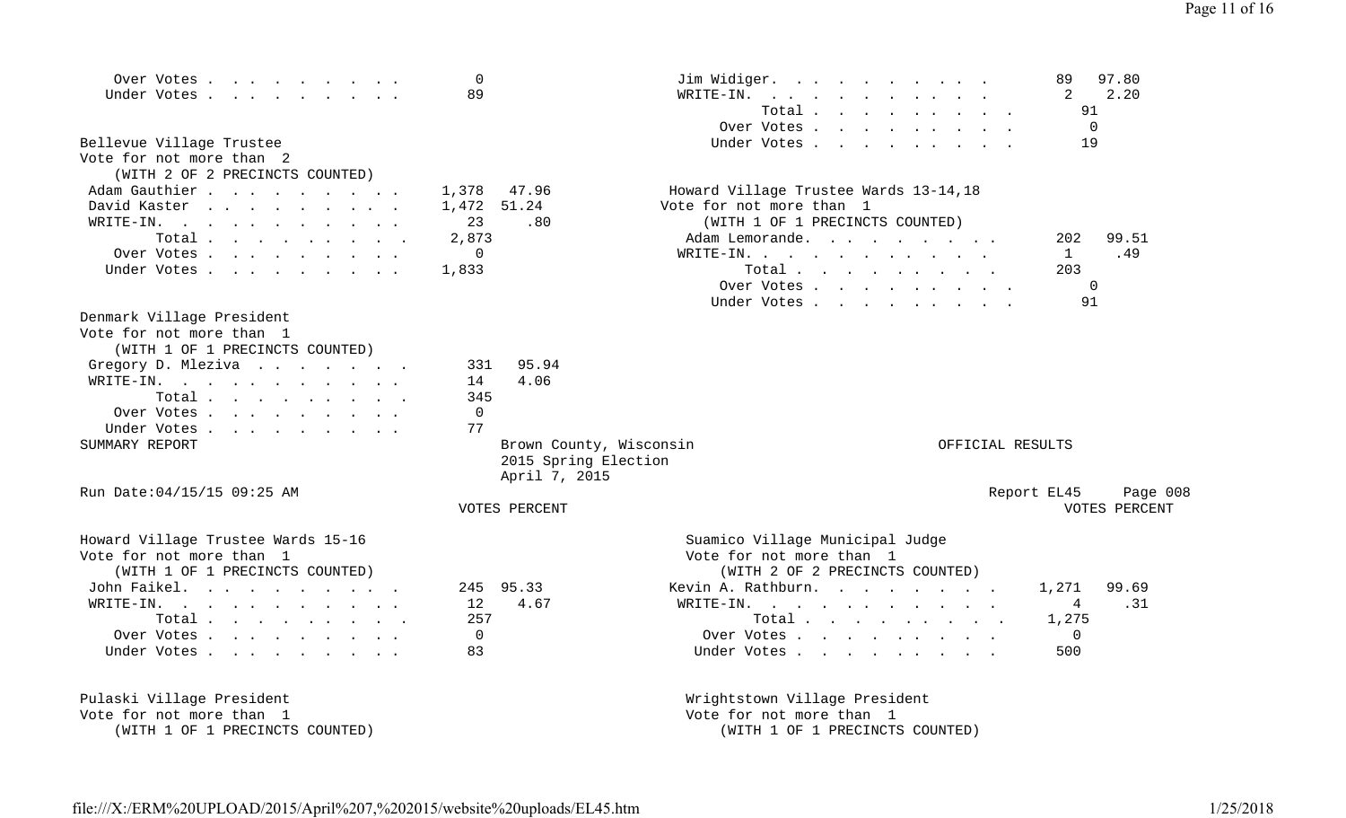| | Votes | Percent |
|---|---|---|
| Over Votes | 0 | |
| Under Votes | 89 | |

**Bellevue Village Trustee**
Vote for not more than 2
(WITH 2 OF 2 PRECINCTS COUNTED)

| | Votes | Percent |
|---|---|---|
| Adam Gauthier | 1,378 | 47.96 |
| David Kaster | 1,472 | 51.24 |
| WRITE-IN. | 23 | .80 |
| Total | 2,873 | |
| Over Votes | 0 | |
| Under Votes | 1,833 | |

**Denmark Village President**
Vote for not more than 1
(WITH 1 OF 1 PRECINCTS COUNTED)

| | Votes | Percent |
|---|---|---|
| Gregory D. Mleziva | 331 | 95.94 |
| WRITE-IN. | 14 | 4.06 |
| Total | 345 | |
| Over Votes | 0 | |
| Under Votes | 77 | |

| | Votes | Percent |
|---|---|---|
| Jim Widiger. | 89 | 97.80 |
| WRITE-IN. | 2 | 2.20 |
| Total | 91 | |
| Over Votes | 0 | |
| Under Votes | 19 | |

**Howard Village Trustee Wards 13-14,18**
Vote for not more than 1
(WITH 1 OF 1 PRECINCTS COUNTED)

| | Votes | Percent |
|---|---|---|
| Adam Lemorande. | 202 | 99.51 |
| WRITE-IN. | 1 | .49 |
| Total | 203 | |
| Over Votes | 0 | |
| Under Votes | 91 | |

SUMMARY REPORT — Brown County, Wisconsin — 2015 Spring Election — April 7, 2015 — OFFICIAL RESULTS

Run Date:04/15/15 09:25 AM — Report EL45 — Page 008

**Howard Village Trustee Wards 15-16**
Vote for not more than 1
(WITH 1 OF 1 PRECINCTS COUNTED)

| | Votes | Percent |
|---|---|---|
| John Faikel. | 245 | 95.33 |
| WRITE-IN. | 12 | 4.67 |
| Total | 257 | |
| Over Votes | 0 | |
| Under Votes | 83 | |

**Pulaski Village President**
Vote for not more than 1
(WITH 1 OF 1 PRECINCTS COUNTED)

**Suamico Village Municipal Judge**
Vote for not more than 1
(WITH 2 OF 2 PRECINCTS COUNTED)

| | Votes | Percent |
|---|---|---|
| Kevin A. Rathburn. | 1,271 | 99.69 |
| WRITE-IN. | 4 | .31 |
| Total | 1,275 | |
| Over Votes | 0 | |
| Under Votes | 500 | |

**Wrightstown Village President**
Vote for not more than 1
(WITH 1 OF 1 PRECINCTS COUNTED)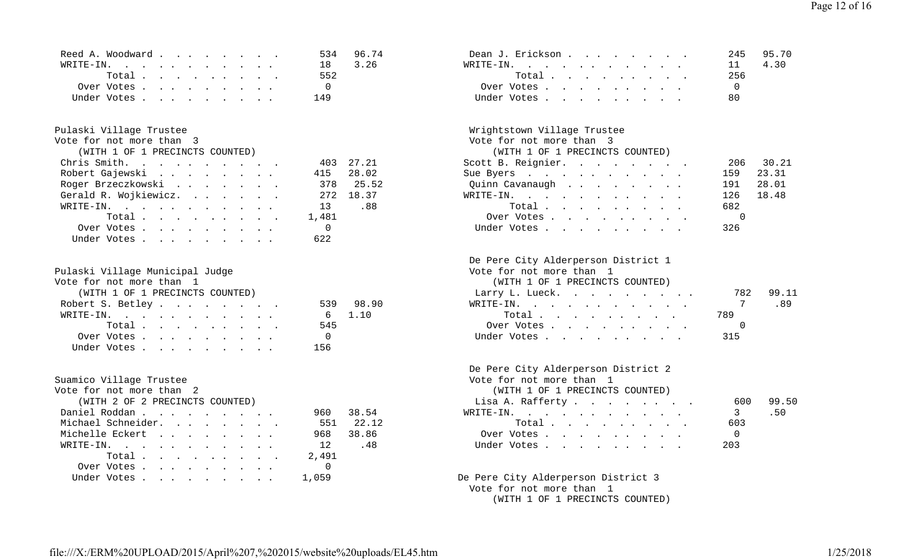| | Votes | Percent |
|---|---|---|
| Reed A. Woodward | 534 | 96.74 |
| WRITE-IN. | 18 | 3.26 |
| Total | 552 | |
| Over Votes | 0 | |
| Under Votes | 149 | |

**Pulaski Village Trustee**
Vote for not more than 3
(WITH 1 OF 1 PRECINCTS COUNTED)

| | Votes | Percent |
|---|---|---|
| Chris Smith. | 403 | 27.21 |
| Robert Gajewski | 415 | 28.02 |
| Roger Brzeczkowski | 378 | 25.52 |
| Gerald R. Wojkiewicz. | 272 | 18.37 |
| WRITE-IN. | 13 | .88 |
| Total | 1,481 | |
| Over Votes | 0 | |
| Under Votes | 622 | |

**Pulaski Village Municipal Judge**
Vote for not more than 1
(WITH 1 OF 1 PRECINCTS COUNTED)

| | Votes | Percent |
|---|---|---|
| Robert S. Betley | 539 | 98.90 |
| WRITE-IN. | 6 | 1.10 |
| Total | 545 | |
| Over Votes | 0 | |
| Under Votes | 156 | |

**Suamico Village Trustee**
Vote for not more than 2
(WITH 2 OF 2 PRECINCTS COUNTED)

| | Votes | Percent |
|---|---|---|
| Daniel Roddan | 960 | 38.54 |
| Michael Schneider. | 551 | 22.12 |
| Michelle Eckert | 968 | 38.86 |
| WRITE-IN. | 12 | .48 |
| Total | 2,491 | |
| Over Votes | 0 | |
| Under Votes | 1,059 | |

| | Votes | Percent |
|---|---|---|
| Dean J. Erickson | 245 | 95.70 |
| WRITE-IN. | 11 | 4.30 |
| Total | 256 | |
| Over Votes | 0 | |
| Under Votes | 80 | |

**Wrightstown Village Trustee**
Vote for not more than 3
(WITH 1 OF 1 PRECINCTS COUNTED)

| | Votes | Percent |
|---|---|---|
| Scott B. Reignier. | 206 | 30.21 |
| Sue Byers | 159 | 23.31 |
| Quinn Cavanaugh | 191 | 28.01 |
| WRITE-IN. | 126 | 18.48 |
| Total | 682 | |
| Over Votes | 0 | |
| Under Votes | 326 | |

**De Pere City Alderperson District 1**
Vote for not more than 1
(WITH 1 OF 1 PRECINCTS COUNTED)

| | Votes | Percent |
|---|---|---|
| Larry L. Lueck. | 782 | 99.11 |
| WRITE-IN. | 7 | .89 |
| Total | 789 | |
| Over Votes | 0 | |
| Under Votes | 315 | |

**De Pere City Alderperson District 2**
Vote for not more than 1
(WITH 1 OF 1 PRECINCTS COUNTED)

| | Votes | Percent |
|---|---|---|
| Lisa A. Rafferty | 600 | 99.50 |
| WRITE-IN. | 3 | .50 |
| Total | 603 | |
| Over Votes | 0 | |
| Under Votes | 203 | |

**De Pere City Alderperson District 3**
Vote for not more than 1
(WITH 1 OF 1 PRECINCTS COUNTED)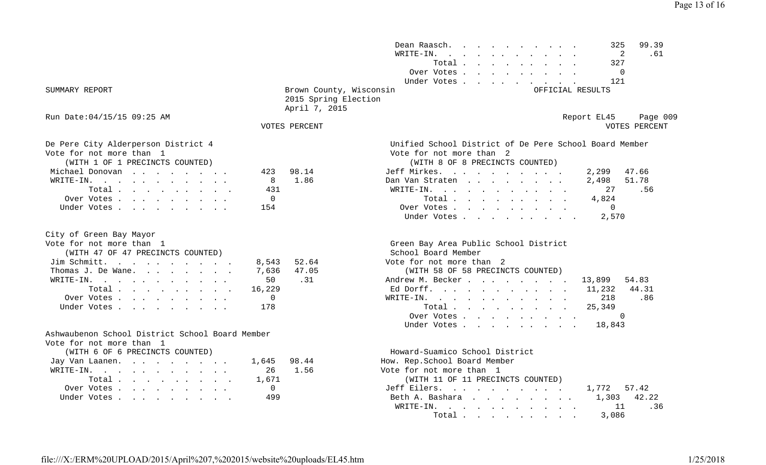| | VOTES | PERCENT |
|---|---|---|
| Dean Raasch. | 325 | 99.39 |
| WRITE-IN. | 2 | .61 |
| Total | 327 | |
| Over Votes | 0 | |
| Under Votes | 121 | |

SUMMARY REPORT

Brown County, Wisconsin
2015 Spring Election
April 7, 2015

OFFICIAL RESULTS

Run Date:04/15/15 09:25 AM

Report EL45 Page 009

### De Pere City Alderperson District 4
Vote for not more than 1
(WITH 1 OF 1 PRECINCTS COUNTED)

| | VOTES | PERCENT |
|---|---|---|
| Michael Donovan | 423 | 98.14 |
| WRITE-IN. | 8 | 1.86 |
| Total | 431 | |
| Over Votes | 0 | |
| Under Votes | 154 | |

### City of Green Bay Mayor
Vote for not more than 1
(WITH 47 OF 47 PRECINCTS COUNTED)

| | VOTES | PERCENT |
|---|---|---|
| Jim Schmitt. | 8,543 | 52.64 |
| Thomas J. De Wane. | 7,636 | 47.05 |
| WRITE-IN. | 50 | .31 |
| Total | 16,229 | |
| Over Votes | 0 | |
| Under Votes | 178 | |

### Ashwaubenon School District School Board Member
Vote for not more than 1
(WITH 6 OF 6 PRECINCTS COUNTED)

| | VOTES | PERCENT |
|---|---|---|
| Jay Van Laanen. | 1,645 | 98.44 |
| WRITE-IN. | 26 | 1.56 |
| Total | 1,671 | |
| Over Votes | 0 | |
| Under Votes | 499 | |

### Unified School District of De Pere School Board Member
Vote for not more than 2
(WITH 8 OF 8 PRECINCTS COUNTED)

| | VOTES | PERCENT |
|---|---|---|
| Jeff Mirkes. | 2,299 | 47.66 |
| Dan Van Straten | 2,498 | 51.78 |
| WRITE-IN. | 27 | .56 |
| Total | 4,824 | |
| Over Votes | 0 | |
| Under Votes | 2,570 | |

### Green Bay Area Public School District School Board Member
Vote for not more than 2
(WITH 58 OF 58 PRECINCTS COUNTED)

| | VOTES | PERCENT |
|---|---|---|
| Andrew M. Becker | 13,899 | 54.83 |
| Ed Dorff. | 11,232 | 44.31 |
| WRITE-IN. | 218 | .86 |
| Total | 25,349 | |
| Over Votes | 0 | |
| Under Votes | 18,843 | |

### Howard-Suamico School District How. Rep.School Board Member
Vote for not more than 1
(WITH 11 OF 11 PRECINCTS COUNTED)

| | VOTES | PERCENT |
|---|---|---|
| Jeff Eilers. | 1,772 | 57.42 |
| Beth A. Bashara | 1,303 | 42.22 |
| WRITE-IN. | 11 | .36 |
| Total | 3,086 | |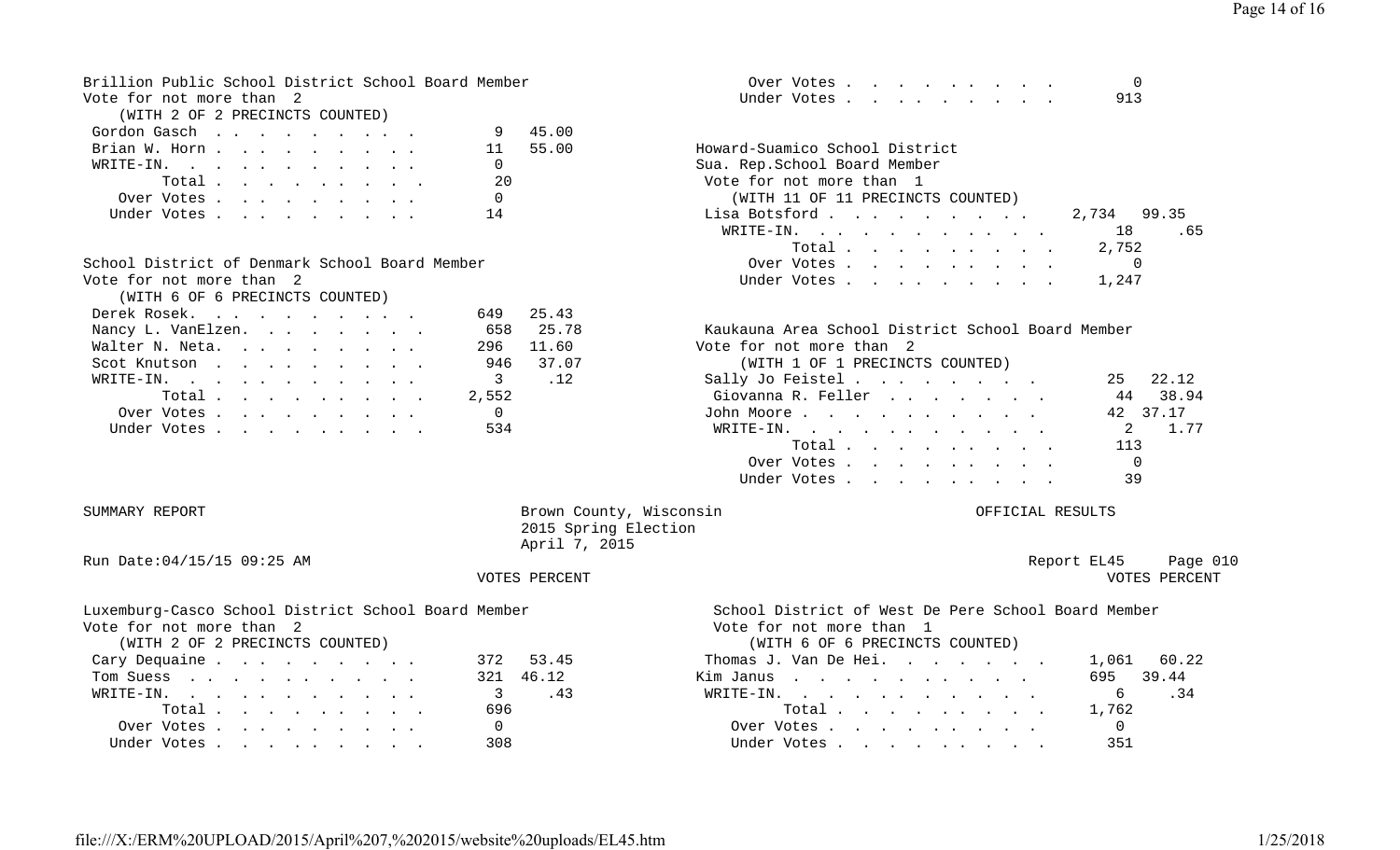Brillion Public School District School Board Member
Vote for not more than 2
(WITH 2 OF 2 PRECINCTS COUNTED)

| | VOTES | PERCENT |
|---|---|---|
| Gordon Gasch | 9 | 45.00 |
| Brian W. Horn | 11 | 55.00 |
| WRITE-IN. | 0 | |
| Total | 20 | |
| Over Votes | 0 | |
| Under Votes | 14 | |

School District of Denmark School Board Member
Vote for not more than 2
(WITH 6 OF 6 PRECINCTS COUNTED)

| | VOTES | PERCENT |
|---|---|---|
| Derek Rosek. | 649 | 25.43 |
| Nancy L. VanElzen. | 658 | 25.78 |
| Walter N. Neta. | 296 | 11.60 |
| Scot Knutson | 946 | 37.07 |
| WRITE-IN. | 3 | .12 |
| Total | 2,552 | |
| Over Votes | 0 | |
| Under Votes | 534 | |

| | VOTES | PERCENT |
|---|---|---|
| Over Votes | 0 | |
| Under Votes | 913 | |

Howard-Suamico School District
Sua. Rep.School Board Member
Vote for not more than 1
(WITH 11 OF 11 PRECINCTS COUNTED)

| | VOTES | PERCENT |
|---|---|---|
| Lisa Botsford | 2,734 | 99.35 |
| WRITE-IN. | 18 | .65 |
| Total | 2,752 | |
| Over Votes | 0 | |
| Under Votes | 1,247 | |

Kaukauna Area School District School Board Member
Vote for not more than 2
(WITH 1 OF 1 PRECINCTS COUNTED)

| | VOTES | PERCENT |
|---|---|---|
| Sally Jo Feistel | 25 | 22.12 |
| Giovanna R. Feller | 44 | 38.94 |
| John Moore | 42 | 37.17 |
| WRITE-IN. | 2 | 1.77 |
| Total | 113 | |
| Over Votes | 0 | |
| Under Votes | 39 | |

SUMMARY REPORT

Brown County, Wisconsin
2015 Spring Election
April 7, 2015

OFFICIAL RESULTS

Run Date:04/15/15 09:25 AM

Report EL45 Page 010

Luxemburg-Casco School District School Board Member
Vote for not more than 2
(WITH 2 OF 2 PRECINCTS COUNTED)

| | VOTES | PERCENT |
|---|---|---|
| Cary Dequaine | 372 | 53.45 |
| Tom Suess | 321 | 46.12 |
| WRITE-IN. | 3 | .43 |
| Total | 696 | |
| Over Votes | 0 | |
| Under Votes | 308 | |

School District of West De Pere School Board Member
Vote for not more than 1
(WITH 6 OF 6 PRECINCTS COUNTED)

| | VOTES | PERCENT |
|---|---|---|
| Thomas J. Van De Hei. | 1,061 | 60.22 |
| Kim Janus | 695 | 39.44 |
| WRITE-IN. | 6 | .34 |
| Total | 1,762 | |
| Over Votes | 0 | |
| Under Votes | 351 | |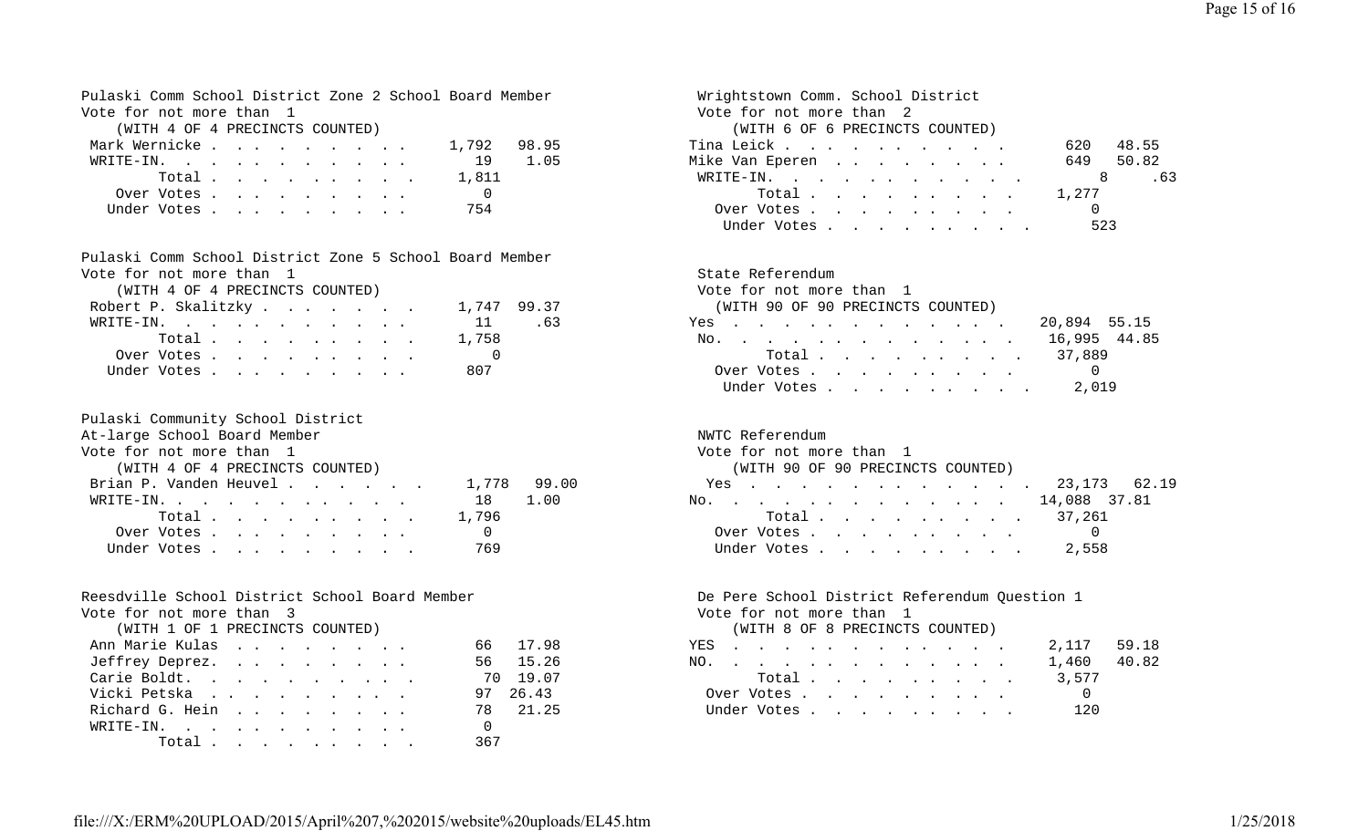## Pulaski Comm School District Zone 2 School Board Member

Vote for not more than 1

(WITH 4 OF 4 PRECINCTS COUNTED)

| Candidate | Votes | Percent |
|---|---|---|
| Mark Wernicke | 1,792 | 98.95 |
| WRITE-IN. | 19 | 1.05 |
| Total | 1,811 | |
| Over Votes | 0 | |
| Under Votes | 754 | |

## Pulaski Comm School District Zone 5 School Board Member

Vote for not more than 1

(WITH 4 OF 4 PRECINCTS COUNTED)

| Candidate | Votes | Percent |
|---|---|---|
| Robert P. Skalitzky | 1,747 | 99.37 |
| WRITE-IN. | 11 | .63 |
| Total | 1,758 | |
| Over Votes | 0 | |
| Under Votes | 807 | |

## Pulaski Community School District At-large School Board Member

Vote for not more than 1

(WITH 4 OF 4 PRECINCTS COUNTED)

| Candidate | Votes | Percent |
|---|---|---|
| Brian P. Vanden Heuvel | 1,778 | 99.00 |
| WRITE-IN. | 18 | 1.00 |
| Total | 1,796 | |
| Over Votes | 0 | |
| Under Votes | 769 | |

## Reesdville School District School Board Member

Vote for not more than 3

(WITH 1 OF 1 PRECINCTS COUNTED)

| Candidate | Votes | Percent |
|---|---|---|
| Ann Marie Kulas | 66 | 17.98 |
| Jeffrey Deprez. | 56 | 15.26 |
| Carie Boldt. | 70 | 19.07 |
| Vicki Petska | 97 | 26.43 |
| Richard G. Hein | 78 | 21.25 |
| WRITE-IN. | 0 | |
| Total | 367 | |

## Wrightstown Comm. School District

Vote for not more than 2

(WITH 6 OF 6 PRECINCTS COUNTED)

| Candidate | Votes | Percent |
|---|---|---|
| Tina Leick | 620 | 48.55 |
| Mike Van Eperen | 649 | 50.82 |
| WRITE-IN. | 8 | .63 |
| Total | 1,277 | |
| Over Votes | 0 | |
| Under Votes | 523 | |

## State Referendum

Vote for not more than 1

(WITH 90 OF 90 PRECINCTS COUNTED)

| Choice | Votes | Percent |
|---|---|---|
| Yes | 20,894 | 55.15 |
| No. | 16,995 | 44.85 |
| Total | 37,889 | |
| Over Votes | 0 | |
| Under Votes | 2,019 | |

## NWTC Referendum

Vote for not more than 1

(WITH 90 OF 90 PRECINCTS COUNTED)

| Choice | Votes | Percent |
|---|---|---|
| Yes | 23,173 | 62.19 |
| No. | 14,088 | 37.81 |
| Total | 37,261 | |
| Over Votes | 0 | |
| Under Votes | 2,558 | |

## De Pere School District Referendum Question 1

Vote for not more than 1

(WITH 8 OF 8 PRECINCTS COUNTED)

| Choice | Votes | Percent |
|---|---|---|
| YES | 2,117 | 59.18 |
| NO. | 1,460 | 40.82 |
| Total | 3,577 | |
| Over Votes | 0 | |
| Under Votes | 120 | |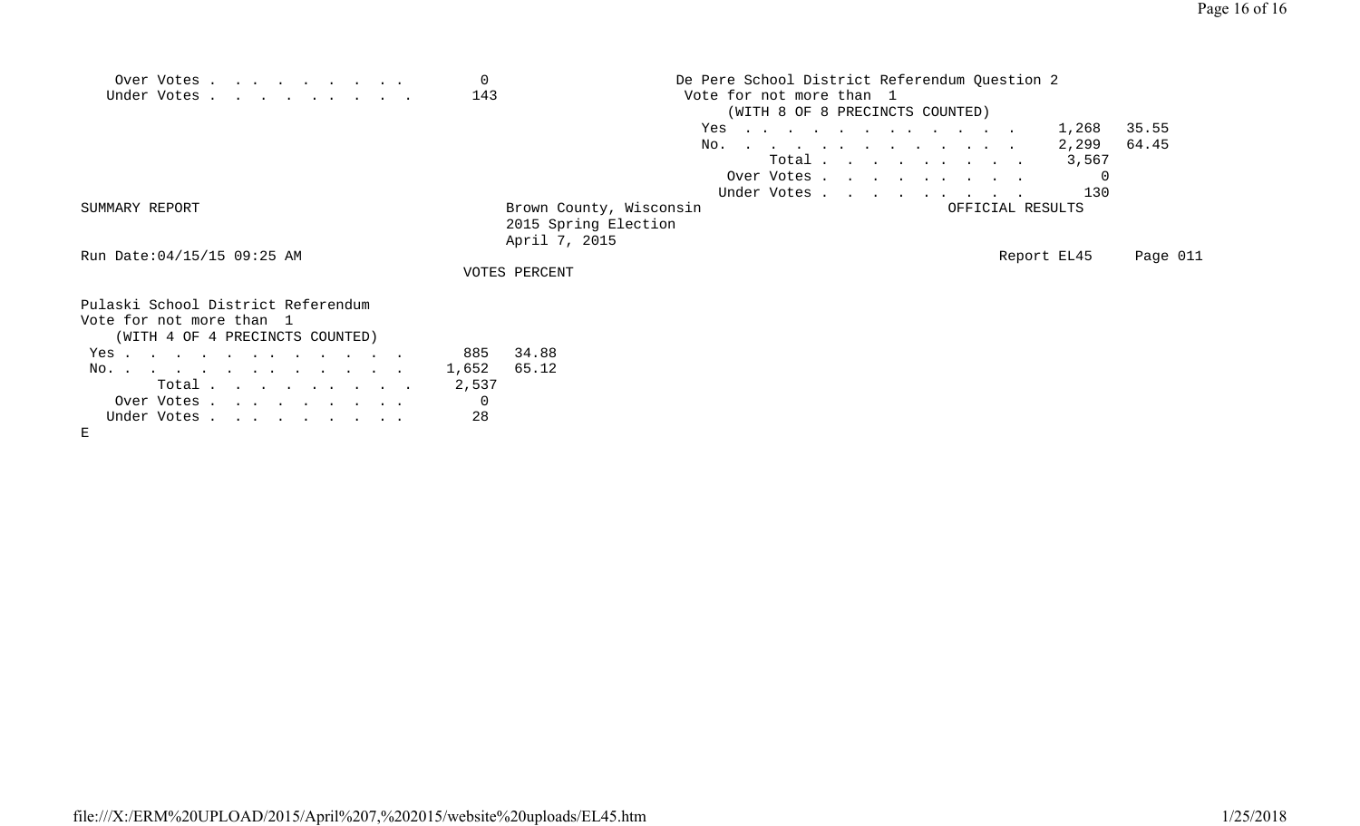| | |
|---|---|
| Over Votes | 0 |
| Under Votes | 143 |

De Pere School District Referendum Question 2
Vote for not more than 1
(WITH 8 OF 8 PRECINCTS COUNTED)

| | Votes | Percent |
|---|---|---|
| Yes | 1,268 | 35.55 |
| No. | 2,299 | 64.45 |
| Total | 3,567 | |
| Over Votes | 0 | |
| Under Votes | 130 | |

SUMMARY REPORT

Brown County, Wisconsin
2015 Spring Election
April 7, 2015

OFFICIAL RESULTS

Run Date:04/15/15 09:25 AM

Report EL45 Page 011

VOTES PERCENT

Pulaski School District Referendum
Vote for not more than 1
(WITH 4 OF 4 PRECINCTS COUNTED)

| | Votes | Percent |
|---|---|---|
| Yes | 885 | 34.88 |
| No. | 1,652 | 65.12 |
| Total | 2,537 | |
| Over Votes | 0 | |
| Under Votes | 28 | |

E